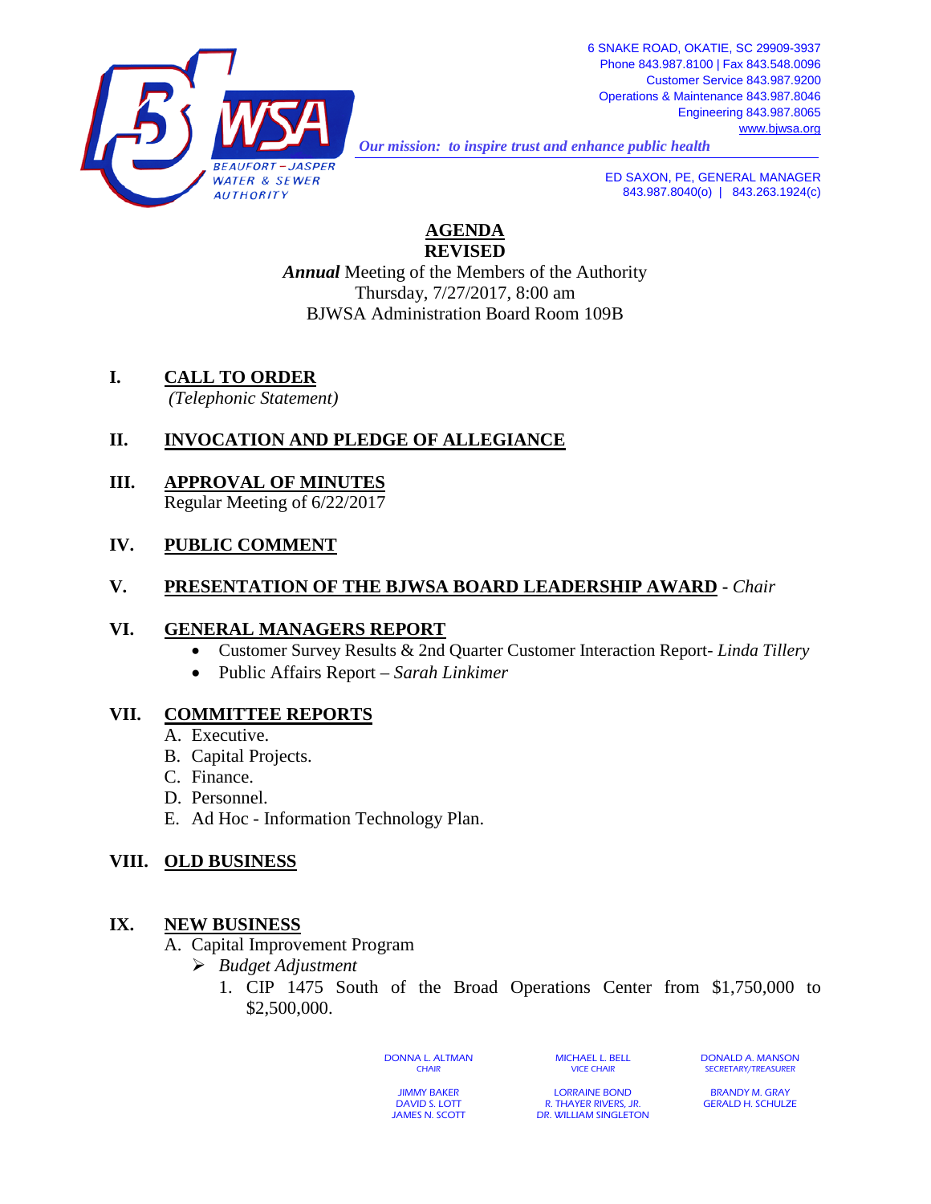6 SNAKE ROAD, OKATIE, SC 29909-3937
Phone 843.987.8100 | Fax 843.548.0096
Customer Service 843.987.9200
Operations & Maintenance 843.987.8046
Engineering 843.987.8065
www.bjwsa.org

BEAUFORT – JASPER WATER & SEWER AUTHORITY

*Our mission: to inspire trust and enhance public health*

ED SAXON, PE, GENERAL MANAGER
843.987.8040(o) | 843.263.1924(c)

# AGENDA
## REVISED

***Annual*** Meeting of the Members of the Authority
Thursday, 7/27/2017, 8:00 am
BJWSA Administration Board Room 109B

**I. CALL TO ORDER**
*(Telephonic Statement)*

**II. INVOCATION AND PLEDGE OF ALLEGIANCE**

**III. APPROVAL OF MINUTES**
Regular Meeting of 6/22/2017

**IV. PUBLIC COMMENT**

**V. PRESENTATION OF THE BJWSA BOARD LEADERSHIP AWARD** - *Chair*

**VI. GENERAL MANAGERS REPORT**
- Customer Survey Results & 2nd Quarter Customer Interaction Report- *Linda Tillery*
- Public Affairs Report – *Sarah Linkimer*

**VII. COMMITTEE REPORTS**
A. Executive.
B. Capital Projects.
C. Finance.
D. Personnel.
E. Ad Hoc - Information Technology Plan.

**VIII. OLD BUSINESS**

**IX. NEW BUSINESS**
A. Capital Improvement Program
- *Budget Adjustment*
  1. CIP 1475 South of the Broad Operations Center from $1,750,000 to $2,500,000.

DONNA L. ALTMAN, CHAIR — MICHAEL L. BELL, VICE CHAIR — DONALD A. MANSON, SECRETARY/TREASURER

JIMMY BAKER, DAVID S. LOTT, JAMES N. SCOTT, LORRAINE BOND, R. THAYER RIVERS, JR., DR. WILLIAM SINGLETON, BRANDY M. GRAY, GERALD H. SCHULZE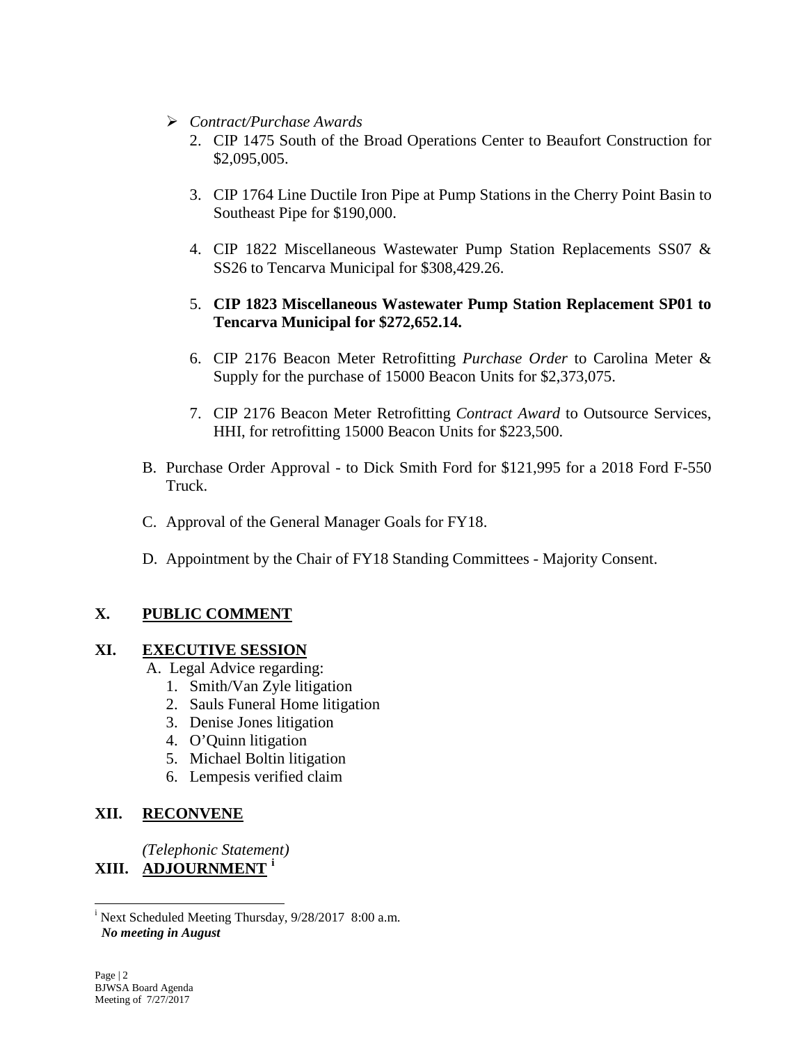- *Contract/Purchase Awards*
  2. CIP 1475 South of the Broad Operations Center to Beaufort Construction for \$2,095,005.

  3. CIP 1764 Line Ductile Iron Pipe at Pump Stations in the Cherry Point Basin to Southeast Pipe for \$190,000.

  4. CIP 1822 Miscellaneous Wastewater Pump Station Replacements SS07 & SS26 to Tencarva Municipal for \$308,429.26.

  5. **CIP 1823 Miscellaneous Wastewater Pump Station Replacement SP01 to Tencarva Municipal for \$272,652.14.**

  6. CIP 2176 Beacon Meter Retrofitting *Purchase Order* to Carolina Meter & Supply for the purchase of 15000 Beacon Units for \$2,373,075.

  7. CIP 2176 Beacon Meter Retrofitting *Contract Award* to Outsource Services, HHI, for retrofitting 15000 Beacon Units for \$223,500.

B. Purchase Order Approval - to Dick Smith Ford for \$121,995 for a 2018 Ford F-550 Truck.

C. Approval of the General Manager Goals for FY18.

D. Appointment by the Chair of FY18 Standing Committees - Majority Consent.

## X. PUBLIC COMMENT

## XI. EXECUTIVE SESSION

A. Legal Advice regarding:
1. Smith/Van Zyle litigation
2. Sauls Funeral Home litigation
3. Denise Jones litigation
4. O'Quinn litigation
5. Michael Boltin litigation
6. Lempesis verified claim

## XII. RECONVENE

*(Telephonic Statement)*

## XIII. ADJOURNMENT [i]

---

[i] Next Scheduled Meeting Thursday, 9/28/2017 8:00 a.m.
***No meeting in August***